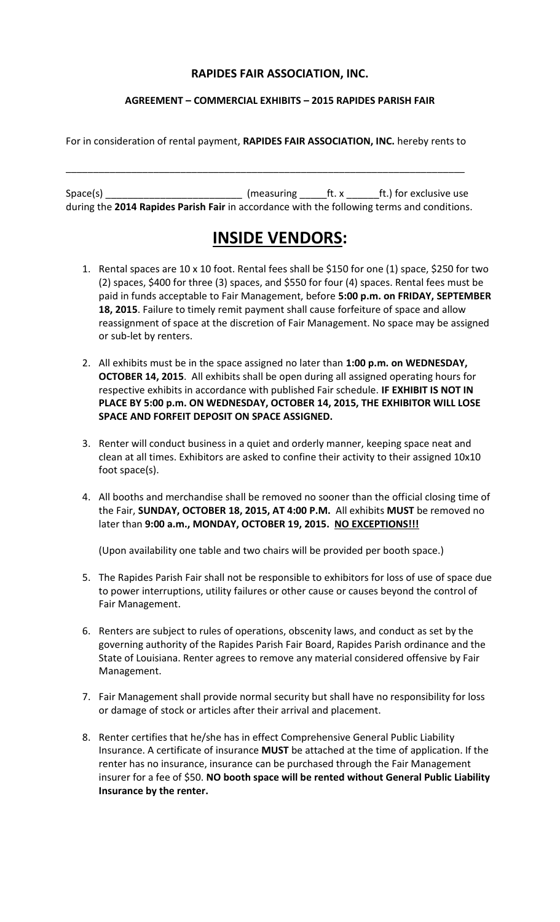**RAPIDES FAIR ASSOCIATION, INC.**

**AGREEMENT – COMMERCIAL EXHIBITS – 2015 RAPIDES PARISH FAIR**

For in consideration of rental payment, **RAPIDES FAIR ASSOCIATION, INC.** hereby rents to

\_\_\_\_\_\_\_\_\_\_\_\_\_\_\_\_\_\_\_\_\_\_\_\_\_\_\_\_\_\_\_\_\_\_\_\_\_\_\_\_\_\_\_\_\_\_\_\_\_\_\_\_\_\_\_\_\_\_\_\_\_\_\_\_\_\_\_\_\_\_\_\_

Space(s) \_\_\_\_\_\_\_\_\_\_\_\_\_\_\_\_\_\_\_\_\_\_\_\_\_ (measuring \_\_\_\_\_ft. x \_\_\_\_\_\_ft.) for exclusive use during the **2014 Rapides Parish Fair** in accordance with the following terms and conditions.

# INSIDE VENDORS:

1. Rental spaces are 10 x 10 foot. Rental fees shall be $150 for one (1) space, $250 for two (2) spaces, $400 for three (3) spaces, and $550 for four (4) spaces. Rental fees must be paid in funds acceptable to Fair Management, before **5:00 p.m. on FRIDAY, SEPTEMBER 18, 2015**. Failure to timely remit payment shall cause forfeiture of space and allow reassignment of space at the discretion of Fair Management. No space may be assigned or sub-let by renters.

2. All exhibits must be in the space assigned no later than **1:00 p.m. on WEDNESDAY, OCTOBER 14, 2015**. All exhibits shall be open during all assigned operating hours for respective exhibits in accordance with published Fair schedule. **IF EXHIBIT IS NOT IN PLACE BY 5:00 p.m. ON WEDNESDAY, OCTOBER 14, 2015, THE EXHIBITOR WILL LOSE SPACE AND FORFEIT DEPOSIT ON SPACE ASSIGNED.**

3. Renter will conduct business in a quiet and orderly manner, keeping space neat and clean at all times. Exhibitors are asked to confine their activity to their assigned 10x10 foot space(s).

4. All booths and merchandise shall be removed no sooner than the official closing time of the Fair, **SUNDAY, OCTOBER 18, 2015, AT 4:00 P.M.** All exhibits **MUST** be removed no later than **9:00 a.m., MONDAY, OCTOBER 19, 2015. NO EXCEPTIONS!!!**

   (Upon availability one table and two chairs will be provided per booth space.)

5. The Rapides Parish Fair shall not be responsible to exhibitors for loss of use of space due to power interruptions, utility failures or other cause or causes beyond the control of Fair Management.

6. Renters are subject to rules of operations, obscenity laws, and conduct as set by the governing authority of the Rapides Parish Fair Board, Rapides Parish ordinance and the State of Louisiana. Renter agrees to remove any material considered offensive by Fair Management.

7. Fair Management shall provide normal security but shall have no responsibility for loss or damage of stock or articles after their arrival and placement.

8. Renter certifies that he/she has in effect Comprehensive General Public Liability Insurance. A certificate of insurance **MUST** be attached at the time of application. If the renter has no insurance, insurance can be purchased through the Fair Management insurer for a fee of $50. **NO booth space will be rented without General Public Liability Insurance by the renter.**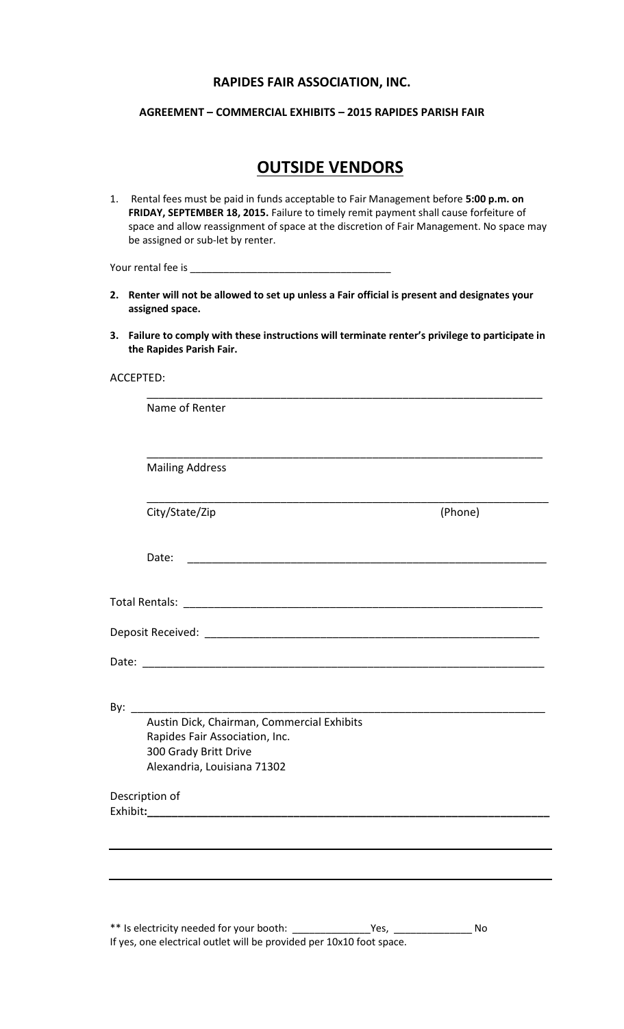**RAPIDES FAIR ASSOCIATION, INC.**

**AGREEMENT – COMMERCIAL EXHIBITS – 2015 RAPIDES PARISH FAIR**

# OUTSIDE VENDORS

1. Rental fees must be paid in funds acceptable to Fair Management before **5:00 p.m. on FRIDAY, SEPTEMBER 18, 2015.** Failure to timely remit payment shall cause forfeiture of space and allow reassignment of space at the discretion of Fair Management. No space may be assigned or sub-let by renter.

Your rental fee is ___________________________________

2. **Renter will not be allowed to set up unless a Fair official is present and designates your assigned space.**
3. **Failure to comply with these instructions will terminate renter's privilege to participate in the Rapides Parish Fair.**

ACCEPTED:

_____________________________________________________________________
Name of Renter

_____________________________________________________________________
Mailing Address

_____________________________________________________________________
City/State/Zip (Phone)

Date: ____________________________________________________________

Total Rentals: ____________________________________________________________

Deposit Received: ________________________________________________________

Date: _____________________________________________________________________

By: ______________________________________________________________________
Austin Dick, Chairman, Commercial Exhibits
Rapides Fair Association, Inc.
300 Grady Britt Drive
Alexandria, Louisiana 71302

Description of
Exhibit: ___________________________________________________________________

** Is electricity needed for your booth: ______________Yes, ______________ No
If yes, one electrical outlet will be provided per 10x10 foot space.